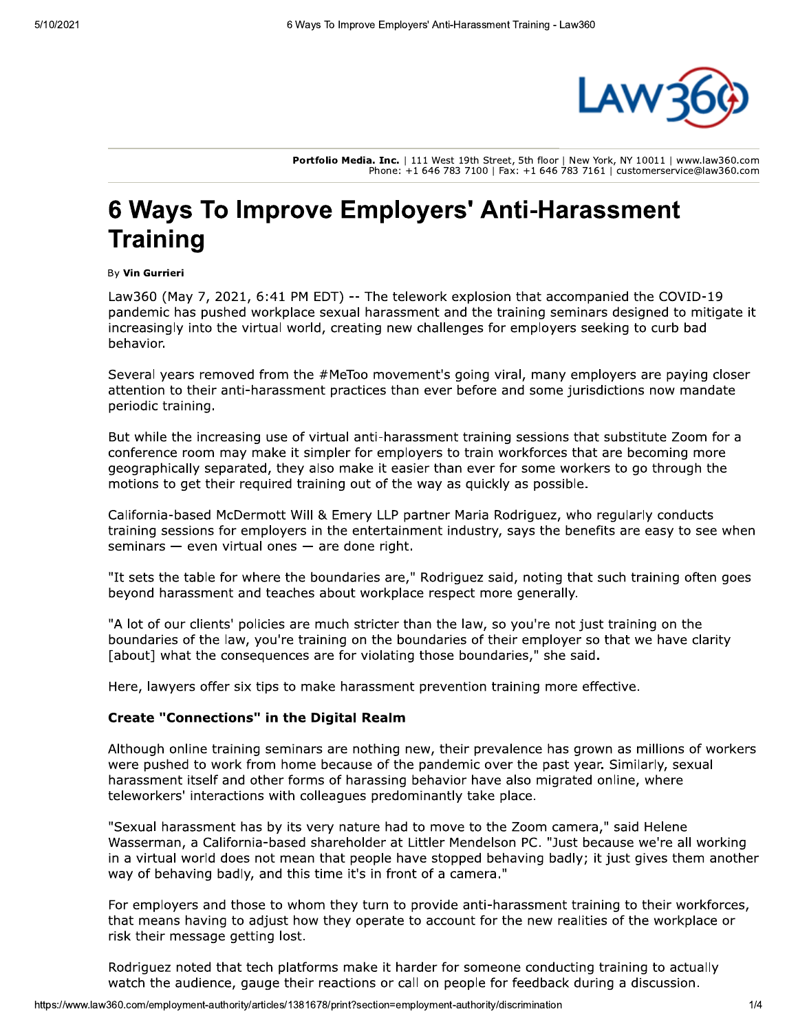Portfolio Media. Inc. | 111 West 19th Street, 5th floor | New York, NY 10011 | www.law360.com
Phone: +1 646 783 7100 | Fax: +1 646 783 7161 | customerservice@law360.com

# 6 Ways To Improve Employers' Anti-Harassment Training

By **Vin Gurrieri**

Law360 (May 7, 2021, 6:41 PM EDT) -- The telework explosion that accompanied the COVID-19 pandemic has pushed workplace sexual harassment and the training seminars designed to mitigate it increasingly into the virtual world, creating new challenges for employers seeking to curb bad behavior.

Several years removed from the #MeToo movement's going viral, many employers are paying closer attention to their anti-harassment practices than ever before and some jurisdictions now mandate periodic training.

But while the increasing use of virtual anti-harassment training sessions that substitute Zoom for a conference room may make it simpler for employers to train workforces that are becoming more geographically separated, they also make it easier than ever for some workers to go through the motions to get their required training out of the way as quickly as possible.

California-based McDermott Will & Emery LLP partner Maria Rodriguez, who regularly conducts training sessions for employers in the entertainment industry, says the benefits are easy to see when seminars — even virtual ones — are done right.

"It sets the table for where the boundaries are," Rodriguez said, noting that such training often goes beyond harassment and teaches about workplace respect more generally.

"A lot of our clients' policies are much stricter than the law, so you're not just training on the boundaries of the law, you're training on the boundaries of their employer so that we have clarity [about] what the consequences are for violating those boundaries," she said.

Here, lawyers offer six tips to make harassment prevention training more effective.

### Create "Connections" in the Digital Realm

Although online training seminars are nothing new, their prevalence has grown as millions of workers were pushed to work from home because of the pandemic over the past year. Similarly, sexual harassment itself and other forms of harassing behavior have also migrated online, where teleworkers' interactions with colleagues predominantly take place.

"Sexual harassment has by its very nature had to move to the Zoom camera," said Helene Wasserman, a California-based shareholder at Littler Mendelson PC. "Just because we're all working in a virtual world does not mean that people have stopped behaving badly; it just gives them another way of behaving badly, and this time it's in front of a camera."

For employers and those to whom they turn to provide anti-harassment training to their workforces, that means having to adjust how they operate to account for the new realities of the workplace or risk their message getting lost.

Rodriguez noted that tech platforms make it harder for someone conducting training to actually watch the audience, gauge their reactions or call on people for feedback during a discussion.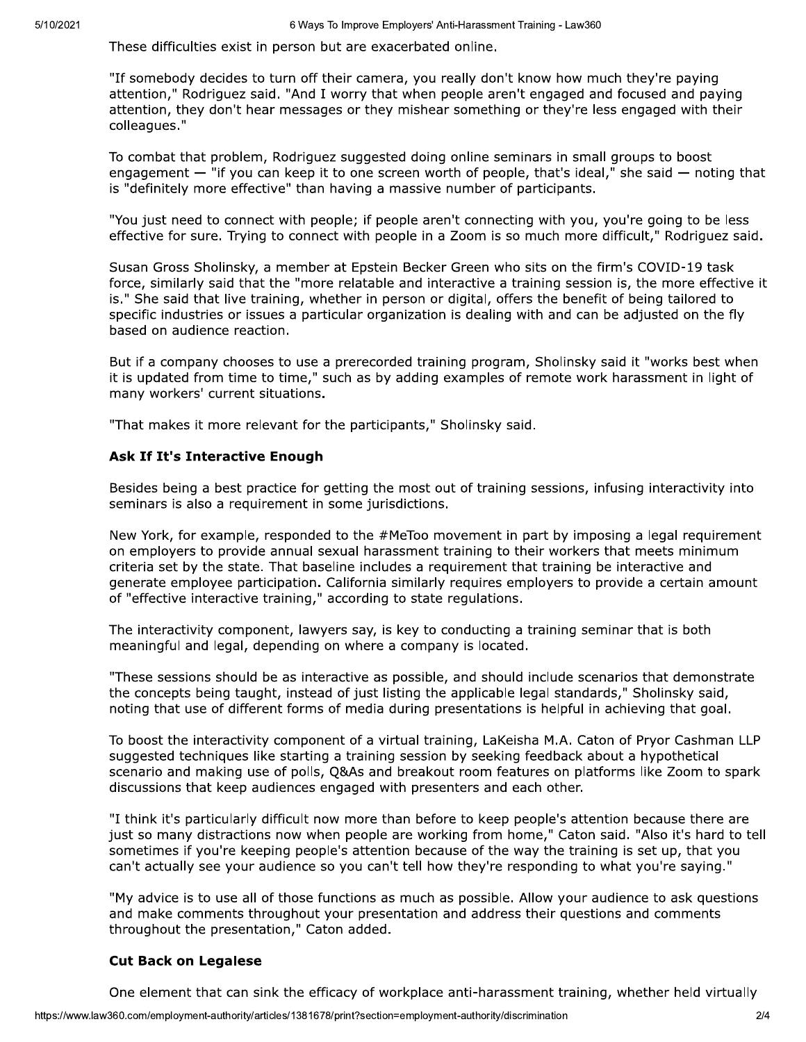These difficulties exist in person but are exacerbated online.

"If somebody decides to turn off their camera, you really don't know how much they're paying attention," Rodriguez said. "And I worry that when people aren't engaged and focused and paying attention, they don't hear messages or they mishear something or they're less engaged with their colleagues."

To combat that problem, Rodriguez suggested doing online seminars in small groups to boost engagement — "if you can keep it to one screen worth of people, that's ideal," she said — noting that is "definitely more effective" than having a massive number of participants.

"You just need to connect with people; if people aren't connecting with you, you're going to be less effective for sure. Trying to connect with people in a Zoom is so much more difficult," Rodriguez said.

Susan Gross Sholinsky, a member at Epstein Becker Green who sits on the firm's COVID-19 task force, similarly said that the "more relatable and interactive a training session is, the more effective it is." She said that live training, whether in person or digital, offers the benefit of being tailored to specific industries or issues a particular organization is dealing with and can be adjusted on the fly based on audience reaction.

But if a company chooses to use a prerecorded training program, Sholinsky said it "works best when it is updated from time to time," such as by adding examples of remote work harassment in light of many workers' current situations.

"That makes it more relevant for the participants," Sholinsky said.

### Ask If It's Interactive Enough

Besides being a best practice for getting the most out of training sessions, infusing interactivity into seminars is also a requirement in some jurisdictions.

New York, for example, responded to the #MeToo movement in part by imposing a legal requirement on employers to provide annual sexual harassment training to their workers that meets minimum criteria set by the state. That baseline includes a requirement that training be interactive and generate employee participation. California similarly requires employers to provide a certain amount of "effective interactive training," according to state regulations.

The interactivity component, lawyers say, is key to conducting a training seminar that is both meaningful and legal, depending on where a company is located.

"These sessions should be as interactive as possible, and should include scenarios that demonstrate the concepts being taught, instead of just listing the applicable legal standards," Sholinsky said, noting that use of different forms of media during presentations is helpful in achieving that goal.

To boost the interactivity component of a virtual training, LaKeisha M.A. Caton of Pryor Cashman LLP suggested techniques like starting a training session by seeking feedback about a hypothetical scenario and making use of polls, Q&As and breakout room features on platforms like Zoom to spark discussions that keep audiences engaged with presenters and each other.

"I think it's particularly difficult now more than before to keep people's attention because there are just so many distractions now when people are working from home," Caton said. "Also it's hard to tell sometimes if you're keeping people's attention because of the way the training is set up, that you can't actually see your audience so you can't tell how they're responding to what you're saying."

"My advice is to use all of those functions as much as possible. Allow your audience to ask questions and make comments throughout your presentation and address their questions and comments throughout the presentation," Caton added.

### Cut Back on Legalese

One element that can sink the efficacy of workplace anti-harassment training, whether held virtually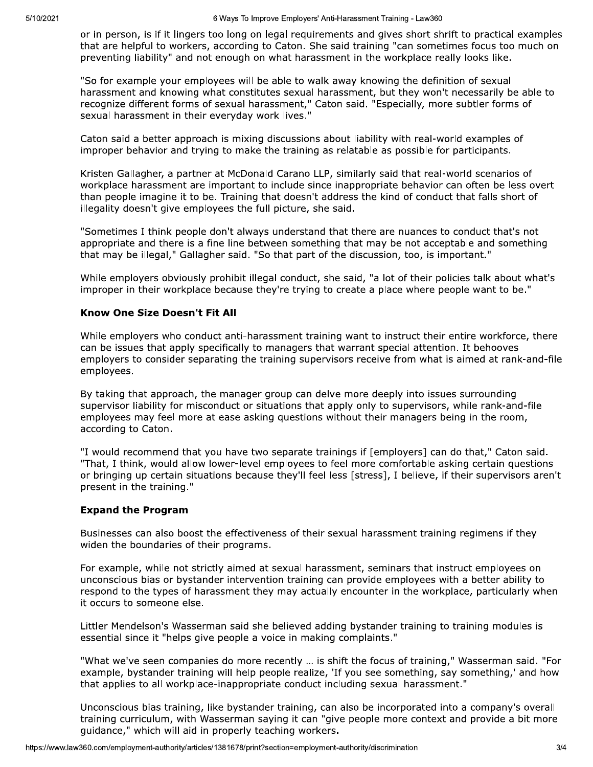or in person, is if it lingers too long on legal requirements and gives short shrift to practical examples that are helpful to workers, according to Caton. She said training "can sometimes focus too much on preventing liability" and not enough on what harassment in the workplace really looks like.

"So for example your employees will be able to walk away knowing the definition of sexual harassment and knowing what constitutes sexual harassment, but they won't necessarily be able to recognize different forms of sexual harassment," Caton said. "Especially, more subtler forms of sexual harassment in their everyday work lives."

Caton said a better approach is mixing discussions about liability with real-world examples of improper behavior and trying to make the training as relatable as possible for participants.

Kristen Gallagher, a partner at McDonald Carano LLP, similarly said that real-world scenarios of workplace harassment are important to include since inappropriate behavior can often be less overt than people imagine it to be. Training that doesn't address the kind of conduct that falls short of illegality doesn't give employees the full picture, she said.

"Sometimes I think people don't always understand that there are nuances to conduct that's not appropriate and there is a fine line between something that may be not acceptable and something that may be illegal," Gallagher said. "So that part of the discussion, too, is important."

While employers obviously prohibit illegal conduct, she said, "a lot of their policies talk about what's improper in their workplace because they're trying to create a place where people want to be."

### Know One Size Doesn't Fit All

While employers who conduct anti-harassment training want to instruct their entire workforce, there can be issues that apply specifically to managers that warrant special attention. It behooves employers to consider separating the training supervisors receive from what is aimed at rank-and-file employees.

By taking that approach, the manager group can delve more deeply into issues surrounding supervisor liability for misconduct or situations that apply only to supervisors, while rank-and-file employees may feel more at ease asking questions without their managers being in the room, according to Caton.

"I would recommend that you have two separate trainings if [employers] can do that," Caton said. "That, I think, would allow lower-level employees to feel more comfortable asking certain questions or bringing up certain situations because they'll feel less [stress], I believe, if their supervisors aren't present in the training."

### Expand the Program

Businesses can also boost the effectiveness of their sexual harassment training regimens if they widen the boundaries of their programs.

For example, while not strictly aimed at sexual harassment, seminars that instruct employees on unconscious bias or bystander intervention training can provide employees with a better ability to respond to the types of harassment they may actually encounter in the workplace, particularly when it occurs to someone else.

Littler Mendelson's Wasserman said she believed adding bystander training to training modules is essential since it "helps give people a voice in making complaints."

"What we've seen companies do more recently … is shift the focus of training," Wasserman said. "For example, bystander training will help people realize, 'If you see something, say something,' and how that applies to all workplace-inappropriate conduct including sexual harassment."

Unconscious bias training, like bystander training, can also be incorporated into a company's overall training curriculum, with Wasserman saying it can "give people more context and provide a bit more guidance," which will aid in properly teaching workers.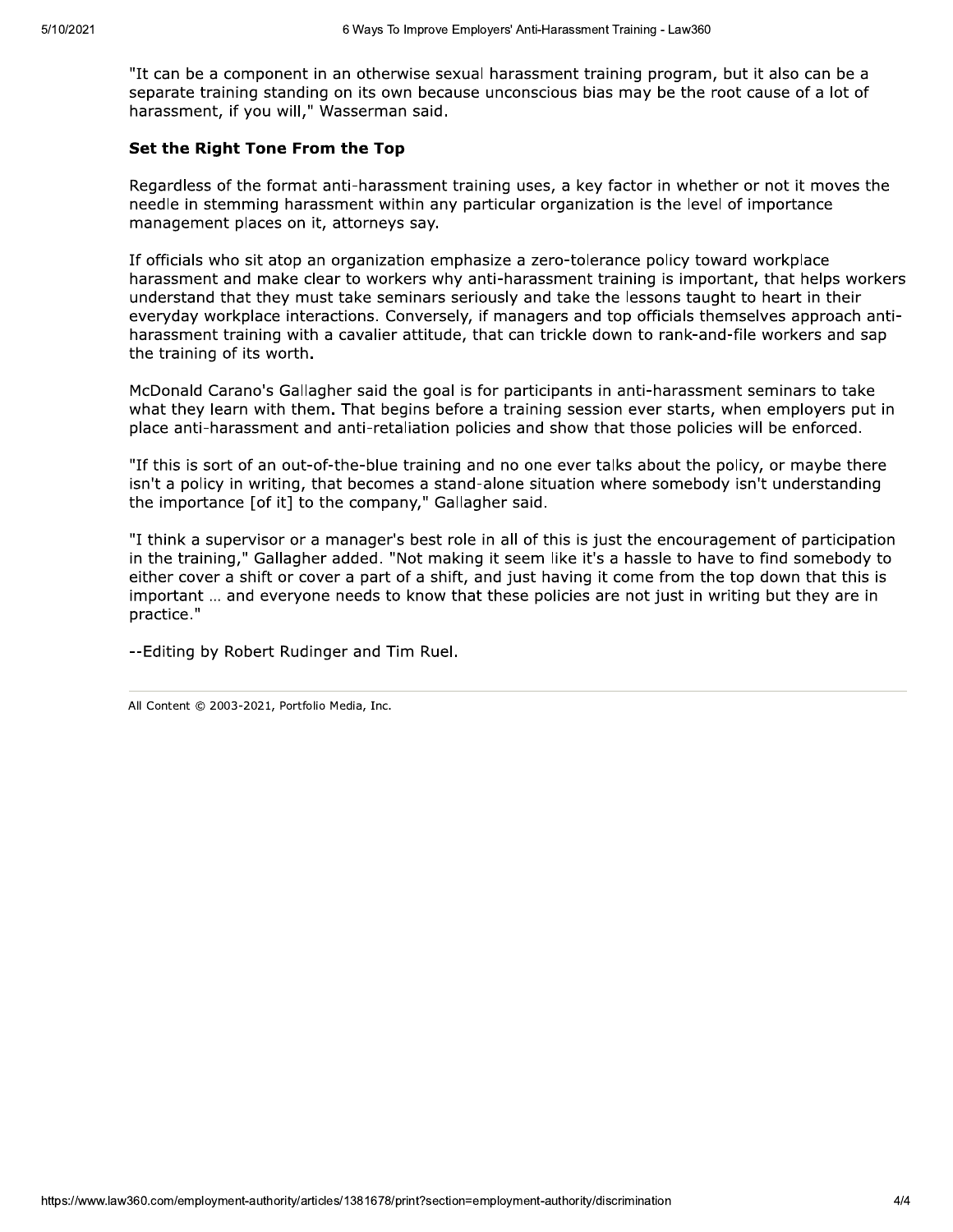"It can be a component in an otherwise sexual harassment training program, but it also can be a separate training standing on its own because unconscious bias may be the root cause of a lot of harassment, if you will," Wasserman said.

**Set the Right Tone From the Top**

Regardless of the format anti-harassment training uses, a key factor in whether or not it moves the needle in stemming harassment within any particular organization is the level of importance management places on it, attorneys say.

If officials who sit atop an organization emphasize a zero-tolerance policy toward workplace harassment and make clear to workers why anti-harassment training is important, that helps workers understand that they must take seminars seriously and take the lessons taught to heart in their everyday workplace interactions. Conversely, if managers and top officials themselves approach anti-harassment training with a cavalier attitude, that can trickle down to rank-and-file workers and sap the training of its worth.

McDonald Carano's Gallagher said the goal is for participants in anti-harassment seminars to take what they learn with them. That begins before a training session ever starts, when employers put in place anti-harassment and anti-retaliation policies and show that those policies will be enforced.

"If this is sort of an out-of-the-blue training and no one ever talks about the policy, or maybe there isn't a policy in writing, that becomes a stand-alone situation where somebody isn't understanding the importance [of it] to the company," Gallagher said.

"I think a supervisor or a manager's best role in all of this is just the encouragement of participation in the training," Gallagher added. "Not making it seem like it's a hassle to have to find somebody to either cover a shift or cover a part of a shift, and just having it come from the top down that this is important … and everyone needs to know that these policies are not just in writing but they are in practice."

--Editing by Robert Rudinger and Tim Ruel.

All Content © 2003-2021, Portfolio Media, Inc.